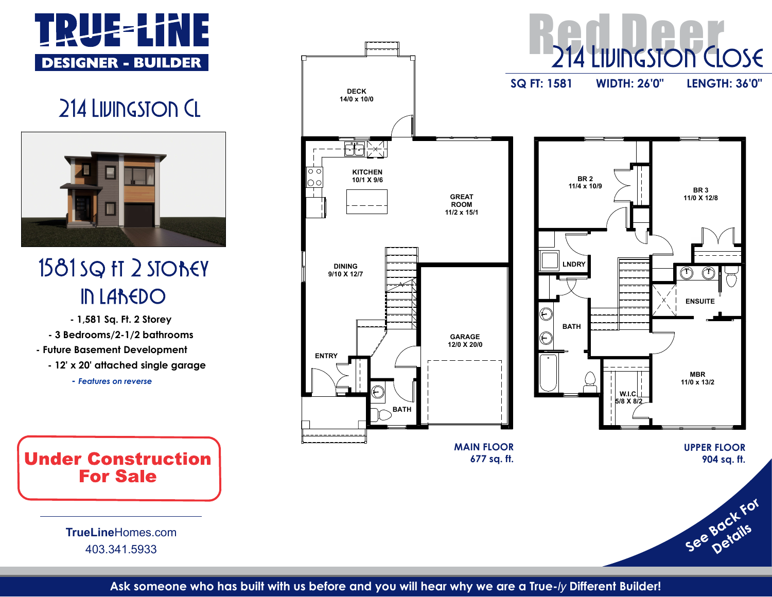# TRUE-LINE

**DESIGNER - BUILDER**

## 214 Livingston Cl

## 1581 sq ft 2 Storey in Laredo

- 1,581 Sq. Ft. 2 Storey
- 3 Bedrooms/2-1/2 bathrooms
- Future Basement Development
- 12' x 20' attached single garage

*- Features on reverse*

**Under Construction For Sale**

**TrueLine**Homes.com
403.341.5933

# Red Deer
## 214 Livingston Close

**SQ FT: 1581 WIDTH: 26'0" LENGTH: 36'0"**

DECK 14/0 x 10/0

KITCHEN 10/1 X 9/6

GREAT ROOM 11/2 x 15/1

DINING 9/10 X 12/7

GARAGE 12/0 X 20/0

ENTRY

BATH

**MAIN FLOOR**
**677 sq. ft.**

BR 2 11/4 x 10/9

BR 3 11/0 X 12/8

LNDRY

ENSUITE

BATH

MBR 11/0 x 13/2

W.I.C. 5/8 X 8/2

**UPPER FLOOR**
**904 sq. ft.**

**See Back For Details**

**Ask someone who has built with us before and you will hear why we are a True-*ly* Different Builder!**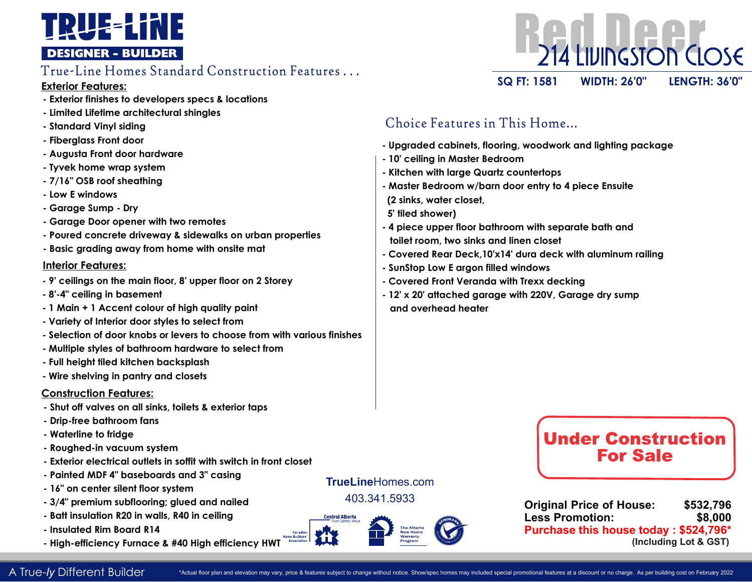# TRUE-LINE

**DESIGNER - BUILDER**

## True-Line Homes Standard Construction Features . . .

### Exterior Features:

- Exterior finishes to developers specs & locations
- Limited Lifetime architectural shingles
- Standard Vinyl siding
- Fiberglass Front door
- Augusta Front door hardware
- Tyvek home wrap system
- 7/16" OSB roof sheathing
- Low E windows
- Garage Sump - Dry
- Garage Door opener with two remotes
- Poured concrete driveway & sidewalks on urban properties
- Basic grading away from home with onsite mat

### Interior Features:

- 9' ceilings on the main floor, 8' upper floor on 2 Storey
- 8'-4" ceiling in basement
- 1 Main + 1 Accent colour of high quality paint
- Variety of Interior door styles to select from
- Selection of door knobs or levers to choose from with various finishes
- Multiple styles of bathroom hardware to select from
- Full height tiled kitchen backsplash
- Wire shelving in pantry and closets

### Construction Features:

- Shut off valves on all sinks, toilets & exterior taps
- Drip-free bathroom fans
- Waterline to fridge
- Roughed-in vacuum system
- Exterior electrical outlets in soffit with switch in front closet
- Painted MDF 4" baseboards and 3" casing
- 16" on center silent floor system
- 3/4" premium subflooring; glued and nailed
- Batt insulation R20 in walls, R40 in ceiling
- Insulated Rim Board R14
- High-efficiency Furnace & #40 High efficiency HWT

# Red Deer

# 214 Livingston Close

**SQ FT: 1581 WIDTH: 26'0" LENGTH: 36'0"**

## Choice Features in This Home...

- Upgraded cabinets, flooring, woodwork and lighting package
- 10' ceiling in Master Bedroom
- Kitchen with large Quartz countertops
- Master Bedroom w/barn door entry to 4 piece Ensuite (2 sinks, water closet, 5' tiled shower)
- 4 piece upper floor bathroom with separate bath and toilet room, two sinks and linen closet
- Covered Rear Deck,10'x14' dura deck with aluminum railing
- SunStop Low E argon filled windows
- Covered Front Veranda with Trexx decking
- 12' x 20' attached garage with 220V, Garage dry sump and overhead heater

**Under Construction For Sale**

**TrueLine**Homes.com

403.341.5933

Canadian Home Builders' Association

Central Alberta Trust Safety Value

The Alberta New Home Warranty Program

RENOMARK

| | |
|---|---|
| **Original Price of House:** | **$532,796** |
| **Less Promotion:** | **$8,000** |
| **Purchase this house today :** | **$524,796*** |

**(Including Lot & GST)**

A True-*ly* Different Builder

*Actual floor plan and elevation may vary, price & features subject to change without notice. Show/spec homes may included special promotional features at a discount or no charge. As per building cost on February 2022